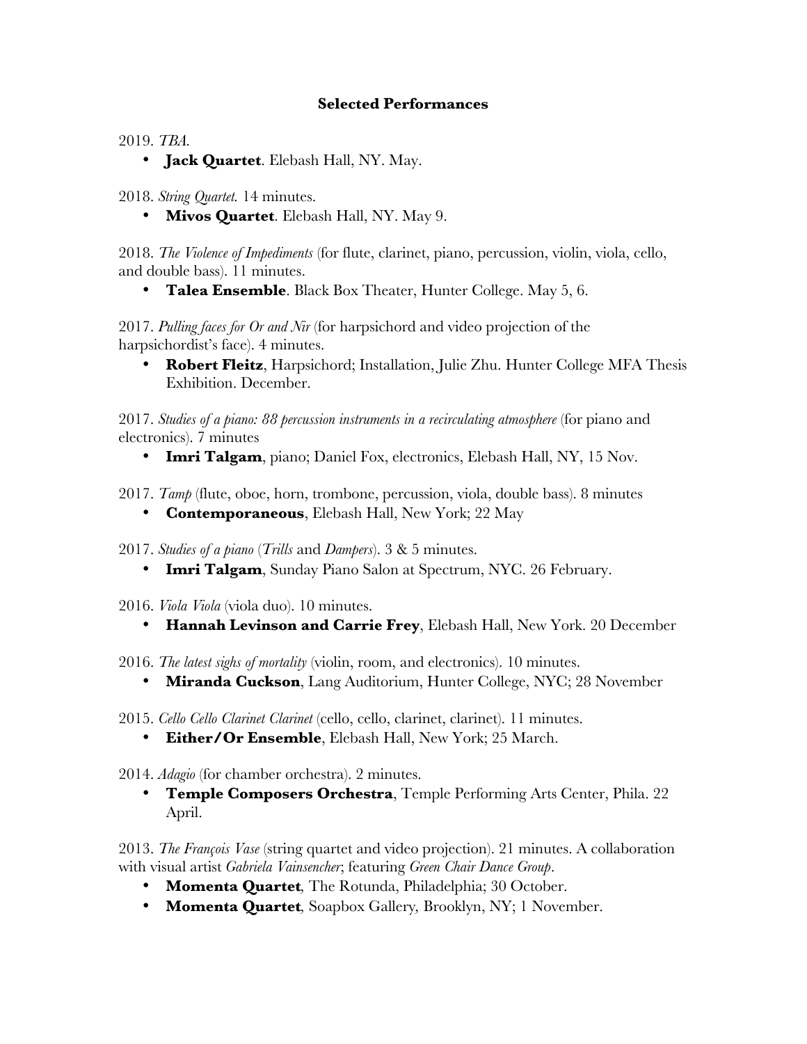## Selected Performances

2019. *TBA.*

- **Jack Quartet**. Elebash Hall, NY. May.

2018. *String Quartet.* 14 minutes.

- **Mivos Quartet**. Elebash Hall, NY. May 9.

2018. *The Violence of Impediments* (for flute, clarinet, piano, percussion, violin, viola, cello, and double bass). 11 minutes.

- **Talea Ensemble**. Black Box Theater, Hunter College. May 5, 6.

2017. *Pulling faces for Or and Nir* (for harpsichord and video projection of the harpsichordist's face). 4 minutes.

- **Robert Fleitz**, Harpsichord; Installation, Julie Zhu. Hunter College MFA Thesis Exhibition. December.

2017. *Studies of a piano: 88 percussion instruments in a recirculating atmosphere* (for piano and electronics). 7 minutes

- **Imri Talgam**, piano; Daniel Fox, electronics, Elebash Hall, NY, 15 Nov.

2017. *Tamp* (flute, oboe, horn, trombone, percussion, viola, double bass). 8 minutes

- **Contemporaneous**, Elebash Hall, New York; 22 May

2017. *Studies of a piano* (*Trills* and *Dampers*). 3 & 5 minutes.

- **Imri Talgam**, Sunday Piano Salon at Spectrum, NYC. 26 February.

2016. *Viola Viola* (viola duo). 10 minutes.

- **Hannah Levinson and Carrie Frey**, Elebash Hall, New York. 20 December

2016. *The latest sighs of mortality* (violin, room, and electronics). 10 minutes.

- **Miranda Cuckson**, Lang Auditorium, Hunter College, NYC; 28 November

2015. *Cello Cello Clarinet Clarinet* (cello, cello, clarinet, clarinet). 11 minutes.

- **Either/Or Ensemble**, Elebash Hall, New York; 25 March.

2014. *Adagio* (for chamber orchestra). 2 minutes.

- **Temple Composers Orchestra**, Temple Performing Arts Center, Phila. 22 April.

2013. *The François Vase* (string quartet and video projection). 21 minutes. A collaboration with visual artist *Gabriela Vainsencher*; featuring *Green Chair Dance Group*.

- **Momenta Quartet**, The Rotunda, Philadelphia; 30 October.
- **Momenta Quartet**, Soapbox Gallery, Brooklyn, NY; 1 November.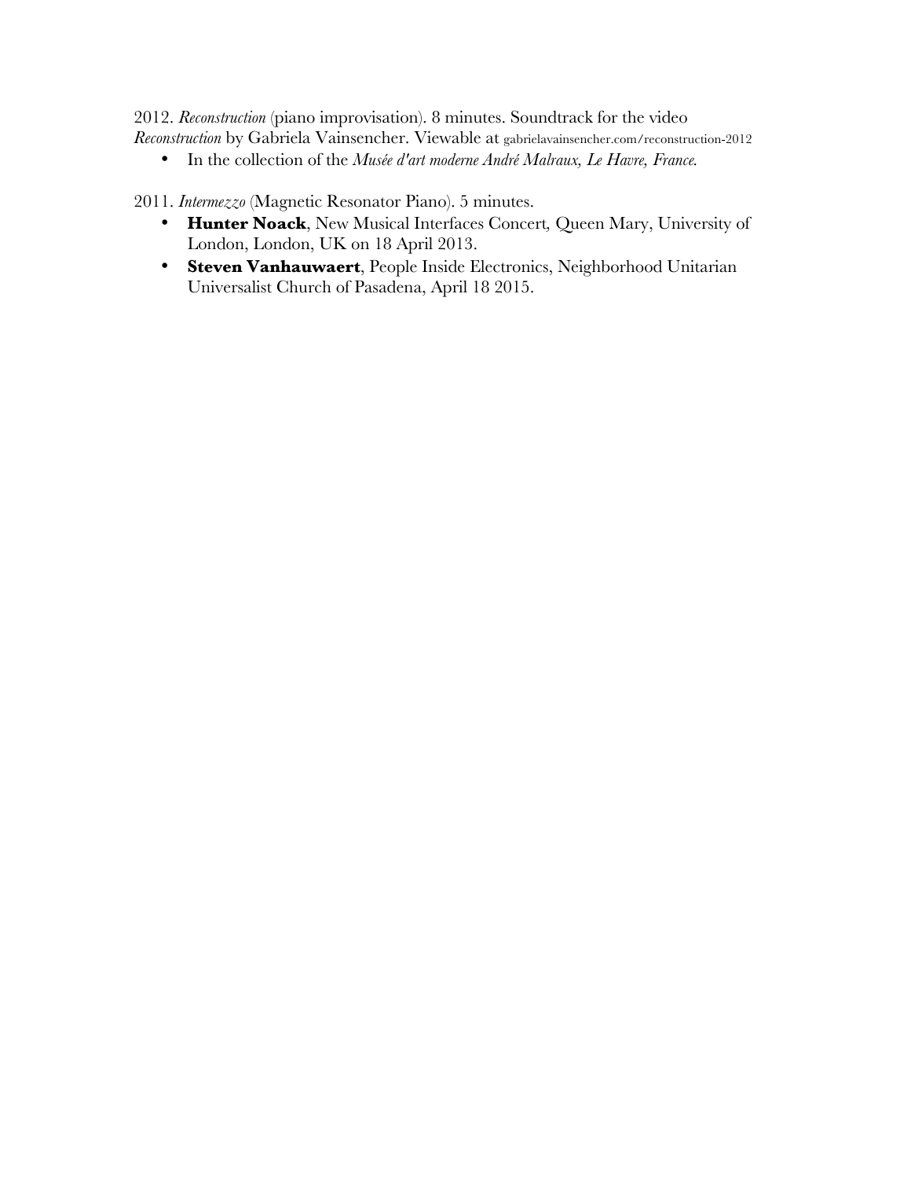2012. *Reconstruction* (piano improvisation). 8 minutes. Soundtrack for the video *Reconstruction* by Gabriela Vainsencher. Viewable at gabrielavainsencher.com/reconstruction-2012

- In the collection of the *Musée d'art moderne André Malraux, Le Havre, France.*

2011. *Intermezzo* (Magnetic Resonator Piano). 5 minutes.

- **Hunter Noack**, New Musical Interfaces Concert, Queen Mary, University of London, London, UK on 18 April 2013.
- **Steven Vanhauwaert**, People Inside Electronics, Neighborhood Unitarian Universalist Church of Pasadena, April 18 2015.